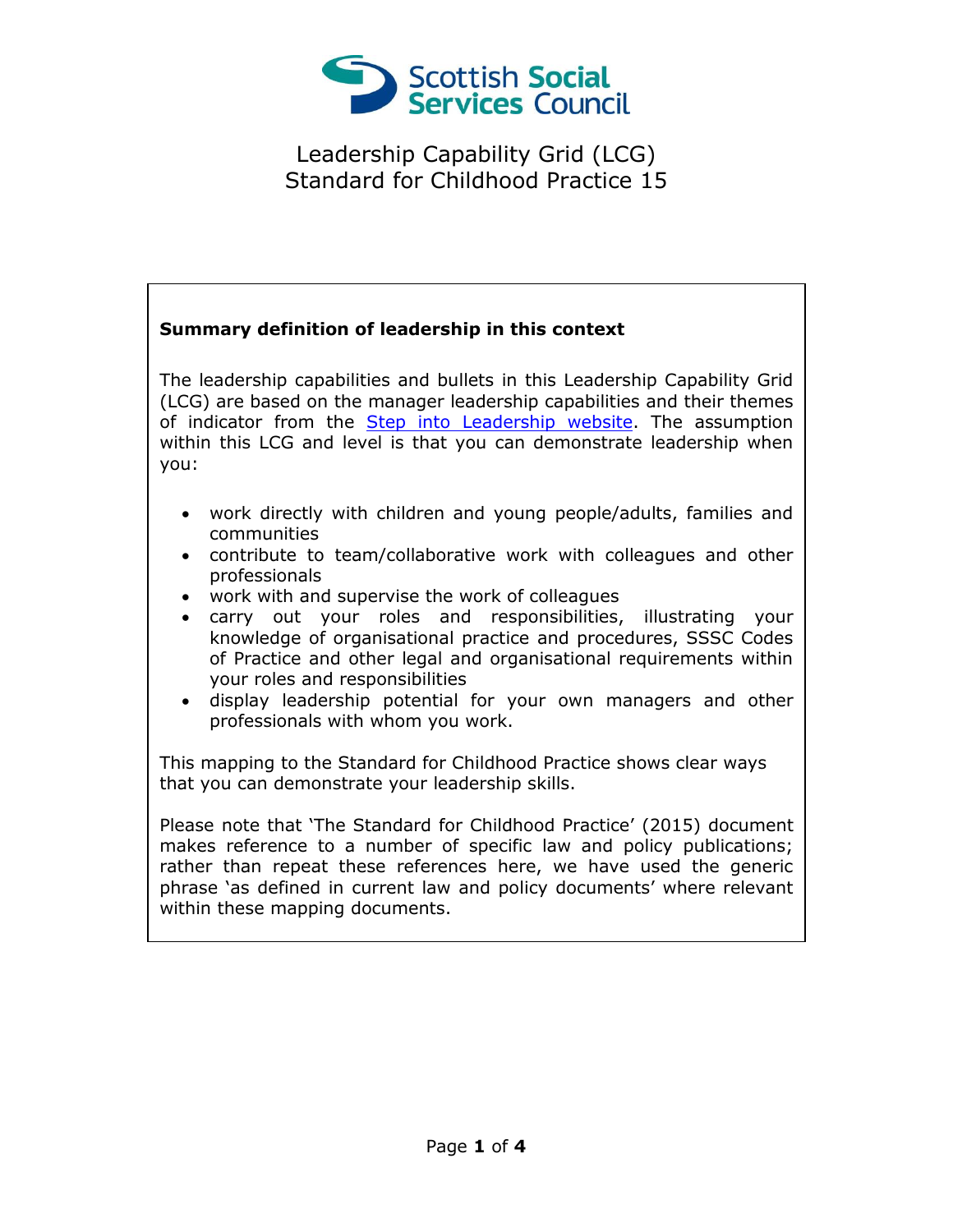# Leadership Capability Grid (LCG)
# Standard for Childhood Practice 15

**Summary definition of leadership in this context**

The leadership capabilities and bullets in this Leadership Capability Grid (LCG) are based on the manager leadership capabilities and their themes of indicator from the Step into Leadership website. The assumption within this LCG and level is that you can demonstrate leadership when you:

- work directly with children and young people/adults, families and communities
- contribute to team/collaborative work with colleagues and other professionals
- work with and supervise the work of colleagues
- carry out your roles and responsibilities, illustrating your knowledge of organisational practice and procedures, SSSC Codes of Practice and other legal and organisational requirements within your roles and responsibilities
- display leadership potential for your own managers and other professionals with whom you work.

This mapping to the Standard for Childhood Practice shows clear ways that you can demonstrate your leadership skills.

Please note that 'The Standard for Childhood Practice' (2015) document makes reference to a number of specific law and policy publications; rather than repeat these references here, we have used the generic phrase 'as defined in current law and policy documents' where relevant within these mapping documents.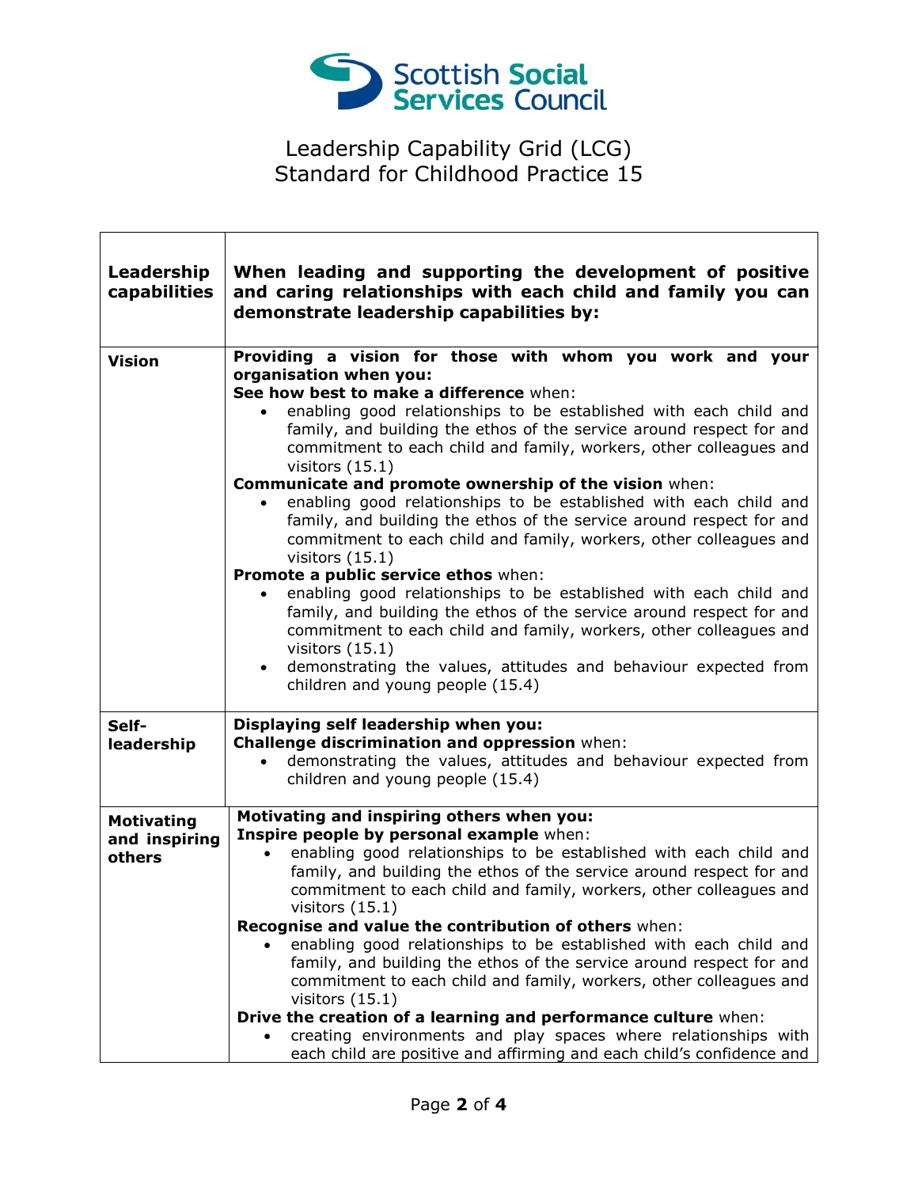Leadership Capability Grid (LCG)
Standard for Childhood Practice 15

| Leadership capabilities | When leading and supporting the development of positive and caring relationships with each child and family you can demonstrate leadership capabilities by: |
| --- | --- |
| **Vision** | **Providing a vision for those with whom you work and your organisation when you:**<br>**See how best to make a difference** when:<br>• enabling good relationships to be established with each child and family, and building the ethos of the service around respect for and commitment to each child and family, workers, other colleagues and visitors (15.1)<br>**Communicate and promote ownership of the vision** when:<br>• enabling good relationships to be established with each child and family, and building the ethos of the service around respect for and commitment to each child and family, workers, other colleagues and visitors (15.1)<br>**Promote a public service ethos** when:<br>• enabling good relationships to be established with each child and family, and building the ethos of the service around respect for and commitment to each child and family, workers, other colleagues and visitors (15.1)<br>• demonstrating the values, attitudes and behaviour expected from children and young people (15.4) |
| **Self-leadership** | **Displaying self leadership when you:**<br>**Challenge discrimination and oppression** when:<br>• demonstrating the values, attitudes and behaviour expected from children and young people (15.4) |
| **Motivating and inspiring others** | **Motivating and inspiring others when you:**<br>**Inspire people by personal example** when:<br>• enabling good relationships to be established with each child and family, and building the ethos of the service around respect for and commitment to each child and family, workers, other colleagues and visitors (15.1)<br>**Recognise and value the contribution of others** when:<br>• enabling good relationships to be established with each child and family, and building the ethos of the service around respect for and commitment to each child and family, workers, other colleagues and visitors (15.1)<br>**Drive the creation of a learning and performance culture** when:<br>• creating environments and play spaces where relationships with each child are positive and affirming and each child's confidence and |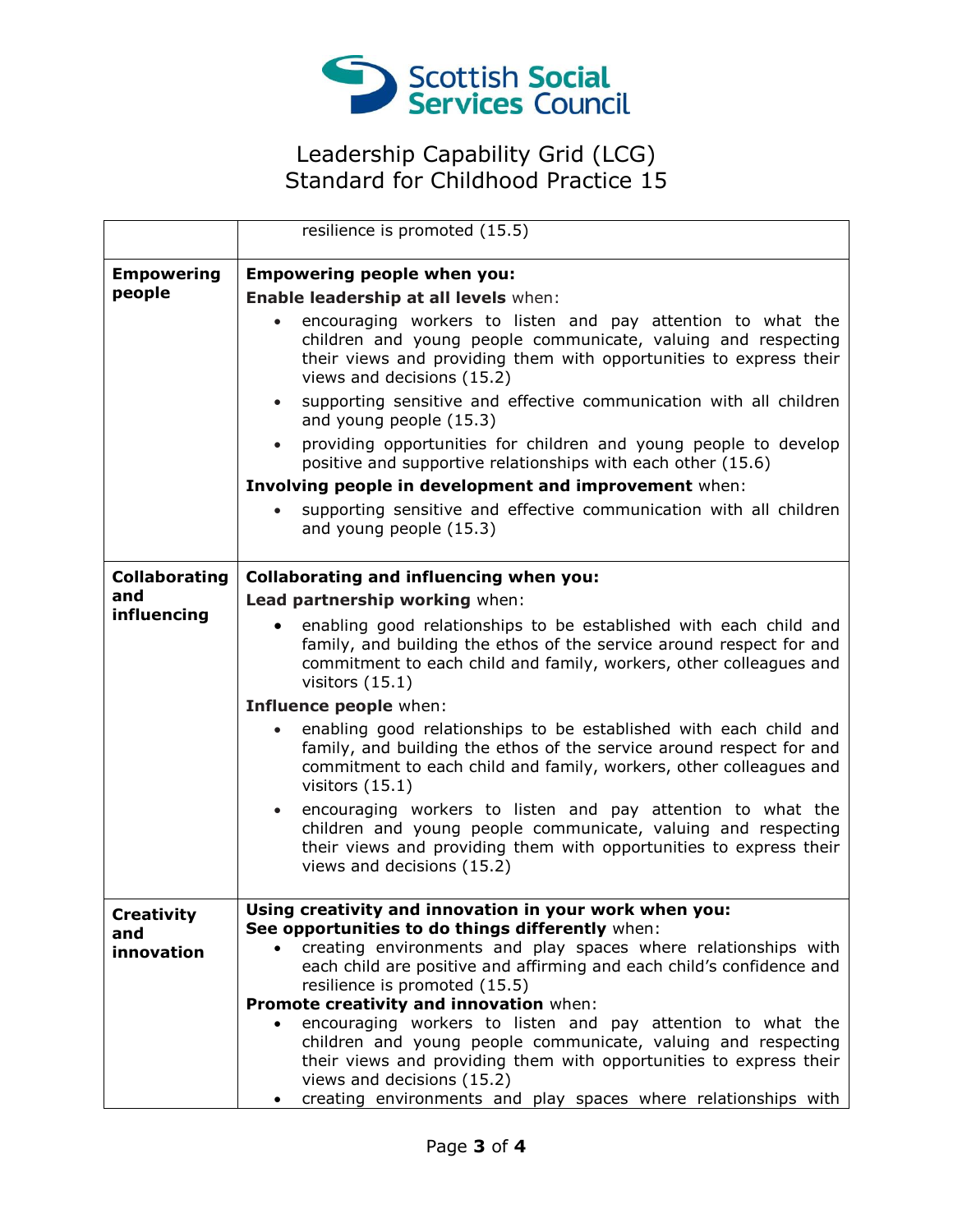# Leadership Capability Grid (LCG)
# Standard for Childhood Practice 15

| | |
|---|---|
| | resilience is promoted (15.5) |
| **Empowering people** | **Empowering people when you:**<br>**Enable leadership at all levels** when:<br>• encouraging workers to listen and pay attention to what the children and young people communicate, valuing and respecting their views and providing them with opportunities to express their views and decisions (15.2)<br>• supporting sensitive and effective communication with all children and young people (15.3)<br>• providing opportunities for children and young people to develop positive and supportive relationships with each other (15.6)<br>**Involving people in development and improvement** when:<br>• supporting sensitive and effective communication with all children and young people (15.3) |
| **Collaborating and influencing** | **Collaborating and influencing when you:**<br>**Lead partnership working** when:<br>• enabling good relationships to be established with each child and family, and building the ethos of the service around respect for and commitment to each child and family, workers, other colleagues and visitors (15.1)<br>**Influence people** when:<br>• enabling good relationships to be established with each child and family, and building the ethos of the service around respect for and commitment to each child and family, workers, other colleagues and visitors (15.1)<br>• encouraging workers to listen and pay attention to what the children and young people communicate, valuing and respecting their views and providing them with opportunities to express their views and decisions (15.2) |
| **Creativity and innovation** | **Using creativity and innovation in your work when you:**<br>**See opportunities to do things differently** when:<br>• creating environments and play spaces where relationships with each child are positive and affirming and each child's confidence and resilience is promoted (15.5)<br>**Promote creativity and innovation** when:<br>• encouraging workers to listen and pay attention to what the children and young people communicate, valuing and respecting their views and providing them with opportunities to express their views and decisions (15.2)<br>• creating environments and play spaces where relationships with |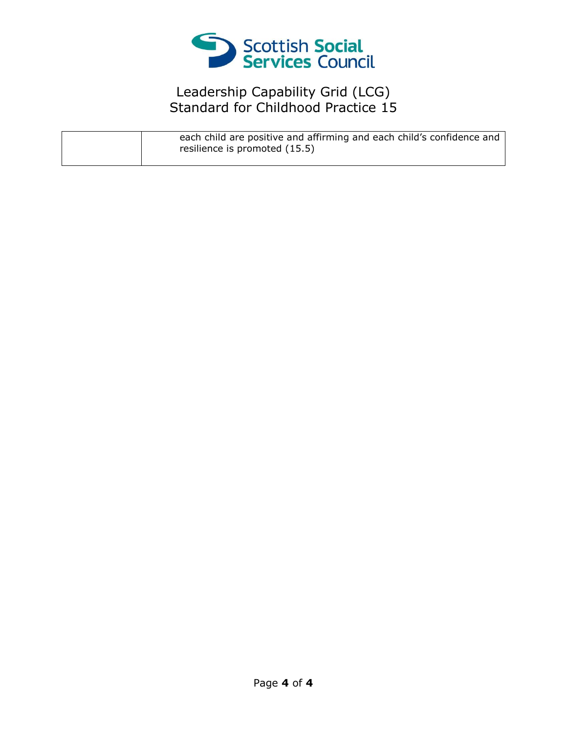| | |
|---|---|
| | each child are positive and affirming and each child's confidence and resilience is promoted (15.5) |